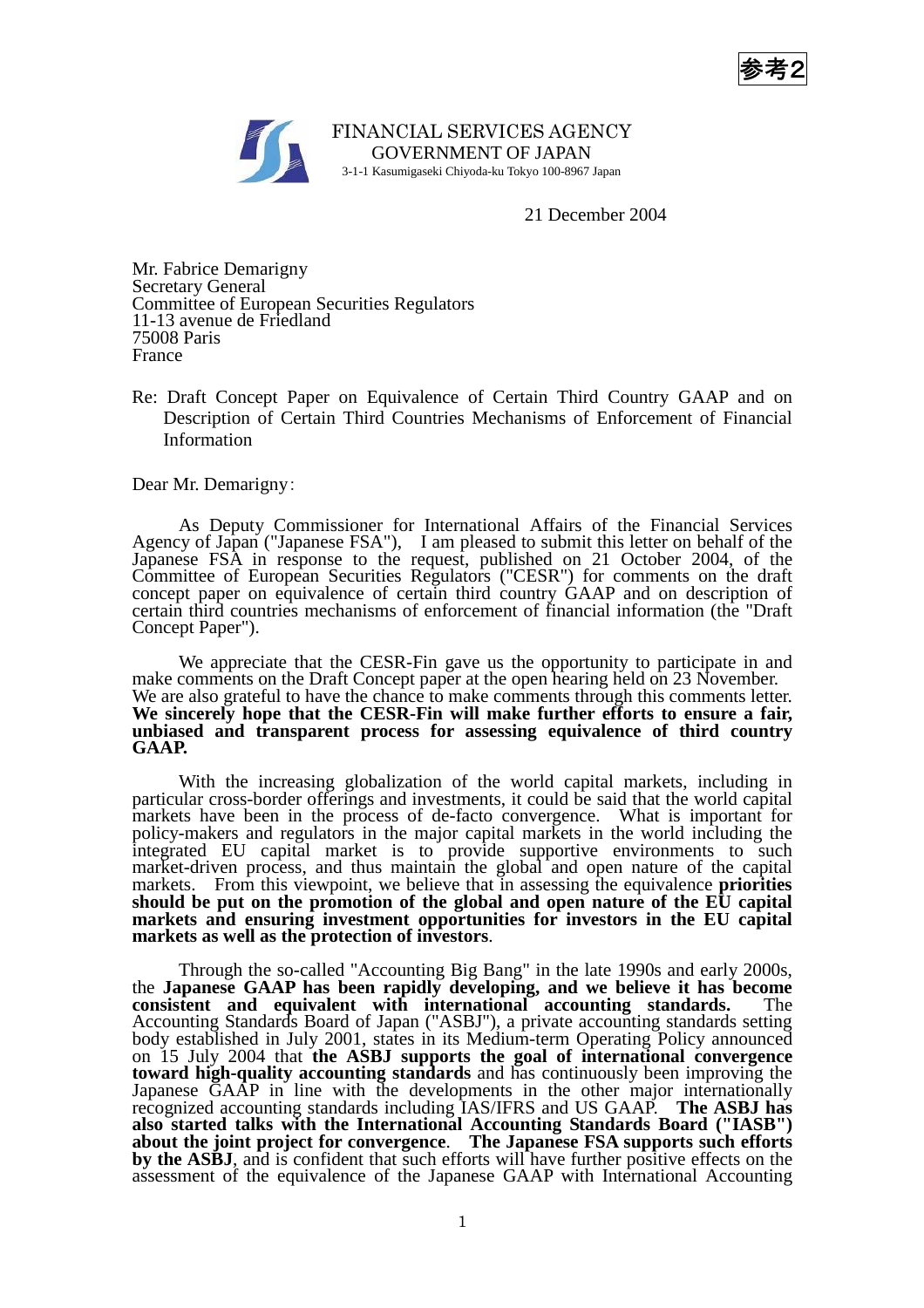参考2

FINANCIAL SERVICES AGENCY
GOVERNMENT OF JAPAN
3-1-1 Kasumigaseki Chiyoda-ku Tokyo 100-8967 Japan

21 December 2004

Mr. Fabrice Demarigny
Secretary General
Committee of European Securities Regulators
11-13 avenue de Friedland
75008 Paris
France

Re: Draft Concept Paper on Equivalence of Certain Third Country GAAP and on Description of Certain Third Countries Mechanisms of Enforcement of Financial Information

Dear Mr. Demarigny:

As Deputy Commissioner for International Affairs of the Financial Services Agency of Japan ("Japanese FSA"), I am pleased to submit this letter on behalf of the Japanese FSA in response to the request, published on 21 October 2004, of the Committee of European Securities Regulators ("CESR") for comments on the draft concept paper on equivalence of certain third country GAAP and on description of certain third countries mechanisms of enforcement of financial information (the "Draft Concept Paper").

We appreciate that the CESR-Fin gave us the opportunity to participate in and make comments on the Draft Concept paper at the open hearing held on 23 November. We are also grateful to have the chance to make comments through this comments letter. **We sincerely hope that the CESR-Fin will make further efforts to ensure a fair, unbiased and transparent process for assessing equivalence of third country GAAP.**

With the increasing globalization of the world capital markets, including in particular cross-border offerings and investments, it could be said that the world capital markets have been in the process of de-facto convergence. What is important for policy-makers and regulators in the major capital markets in the world including the integrated EU capital market is to provide supportive environments to such market-driven process, and thus maintain the global and open nature of the capital markets. From this viewpoint, we believe that in assessing the equivalence **priorities should be put on the promotion of the global and open nature of the EU capital markets and ensuring investment opportunities for investors in the EU capital markets as well as the protection of investors**.

Through the so-called "Accounting Big Bang" in the late 1990s and early 2000s, the **Japanese GAAP has been rapidly developing, and we believe it has become consistent and equivalent with international accounting standards.** The Accounting Standards Board of Japan ("ASBJ"), a private accounting standards setting body established in July 2001, states in its Medium-term Operating Policy announced on 15 July 2004 that **the ASBJ supports the goal of international convergence toward high-quality accounting standards** and has continuously been improving the Japanese GAAP in line with the developments in the other major internationally recognized accounting standards including IAS/IFRS and US GAAP. **The ASBJ has also started talks with the International Accounting Standards Board ("IASB") about the joint project for convergence**. **The Japanese FSA supports such efforts by the ASBJ**, and is confident that such efforts will have further positive effects on the assessment of the equivalence of the Japanese GAAP with International Accounting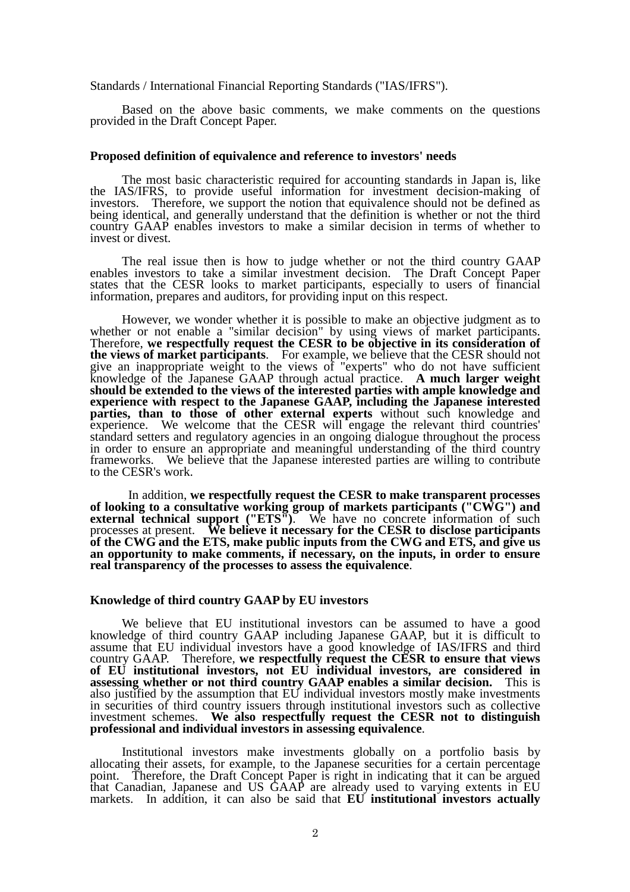Standards / International Financial Reporting Standards ("IAS/IFRS").

Based on the above basic comments, we make comments on the questions provided in the Draft Concept Paper.

**Proposed definition of equivalence and reference to investors' needs**

The most basic characteristic required for accounting standards in Japan is, like the IAS/IFRS, to provide useful information for investment decision-making of investors. Therefore, we support the notion that equivalence should not be defined as being identical, and generally understand that the definition is whether or not the third country GAAP enables investors to make a similar decision in terms of whether to invest or divest.

The real issue then is how to judge whether or not the third country GAAP enables investors to take a similar investment decision. The Draft Concept Paper states that the CESR looks to market participants, especially to users of financial information, prepares and auditors, for providing input on this respect.

However, we wonder whether it is possible to make an objective judgment as to whether or not enable a "similar decision" by using views of market participants. Therefore, **we respectfully request the CESR to be objective in its consideration of the views of market participants**. For example, we believe that the CESR should not give an inappropriate weight to the views of "experts" who do not have sufficient knowledge of the Japanese GAAP through actual practice. **A much larger weight should be extended to the views of the interested parties with ample knowledge and experience with respect to the Japanese GAAP, including the Japanese interested parties, than to those of other external experts** without such knowledge and experience. We welcome that the CESR will engage the relevant third countries' standard setters and regulatory agencies in an ongoing dialogue throughout the process in order to ensure an appropriate and meaningful understanding of the third country frameworks. We believe that the Japanese interested parties are willing to contribute to the CESR's work.

In addition, **we respectfully request the CESR to make transparent processes of looking to a consultative working group of markets participants ("CWG") and external technical support ("ETS")**. We have no concrete information of such processes at present. **We believe it necessary for the CESR to disclose participants of the CWG and the ETS, make public inputs from the CWG and ETS, and give us an opportunity to make comments, if necessary, on the inputs, in order to ensure real transparency of the processes to assess the equivalence**.

**Knowledge of third country GAAP by EU investors**

We believe that EU institutional investors can be assumed to have a good knowledge of third country GAAP including Japanese GAAP, but it is difficult to assume that EU individual investors have a good knowledge of IAS/IFRS and third country GAAP. Therefore, **we respectfully request the CESR to ensure that views of EU institutional investors, not EU individual investors, are considered in assessing whether or not third country GAAP enables a similar decision.** This is also justified by the assumption that EU individual investors mostly make investments in securities of third country issuers through institutional investors such as collective investment schemes. **We also respectfully request the CESR not to distinguish professional and individual investors in assessing equivalence**.

Institutional investors make investments globally on a portfolio basis by allocating their assets, for example, to the Japanese securities for a certain percentage point. Therefore, the Draft Concept Paper is right in indicating that it can be argued that Canadian, Japanese and US GAAP are already used to varying extents in EU markets. In addition, it can also be said that **EU institutional investors actually**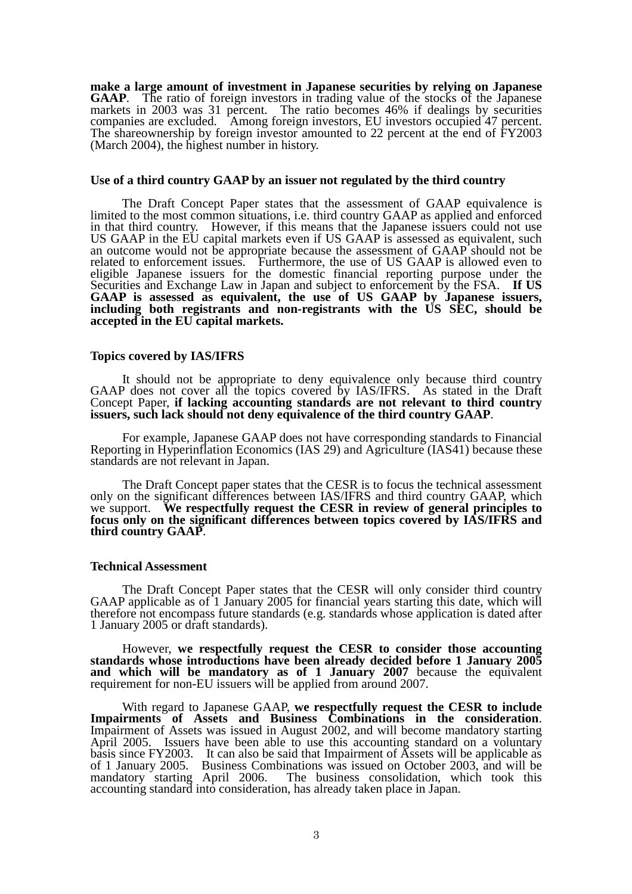**make a large amount of investment in Japanese securities by relying on Japanese GAAP**. The ratio of foreign investors in trading value of the stocks of the Japanese markets in 2003 was 31 percent. The ratio becomes 46% if dealings by securities companies are excluded. Among foreign investors, EU investors occupied 47 percent. The shareownership by foreign investor amounted to 22 percent at the end of FY2003 (March 2004), the highest number in history.

**Use of a third country GAAP by an issuer not regulated by the third country**

The Draft Concept Paper states that the assessment of GAAP equivalence is limited to the most common situations, i.e. third country GAAP as applied and enforced in that third country. However, if this means that the Japanese issuers could not use US GAAP in the EU capital markets even if US GAAP is assessed as equivalent, such an outcome would not be appropriate because the assessment of GAAP should not be related to enforcement issues. Furthermore, the use of US GAAP is allowed even to eligible Japanese issuers for the domestic financial reporting purpose under the Securities and Exchange Law in Japan and subject to enforcement by the FSA. **If US GAAP is assessed as equivalent, the use of US GAAP by Japanese issuers, including both registrants and non-registrants with the US SEC, should be accepted in the EU capital markets.**

**Topics covered by IAS/IFRS**

It should not be appropriate to deny equivalence only because third country GAAP does not cover all the topics covered by IAS/IFRS. As stated in the Draft Concept Paper, **if lacking accounting standards are not relevant to third country issuers, such lack should not deny equivalence of the third country GAAP**.

For example, Japanese GAAP does not have corresponding standards to Financial Reporting in Hyperinflation Economics (IAS 29) and Agriculture (IAS41) because these standards are not relevant in Japan.

The Draft Concept paper states that the CESR is to focus the technical assessment only on the significant differences between IAS/IFRS and third country GAAP, which we support. **We respectfully request the CESR in review of general principles to focus only on the significant differences between topics covered by IAS/IFRS and third country GAAP**.

**Technical Assessment**

The Draft Concept Paper states that the CESR will only consider third country GAAP applicable as of 1 January 2005 for financial years starting this date, which will therefore not encompass future standards (e.g. standards whose application is dated after 1 January 2005 or draft standards).

However, **we respectfully request the CESR to consider those accounting standards whose introductions have been already decided before 1 January 2005 and which will be mandatory as of 1 January 2007** because the equivalent requirement for non-EU issuers will be applied from around 2007.

With regard to Japanese GAAP, **we respectfully request the CESR to include Impairments of Assets and Business Combinations in the consideration**. Impairment of Assets was issued in August 2002, and will become mandatory starting April 2005. Issuers have been able to use this accounting standard on a voluntary basis since FY2003. It can also be said that Impairment of Assets will be applicable as of 1 January 2005. Business Combinations was issued on October 2003, and will be mandatory starting April 2006. The business consolidation, which took this accounting standard into consideration, has already taken place in Japan.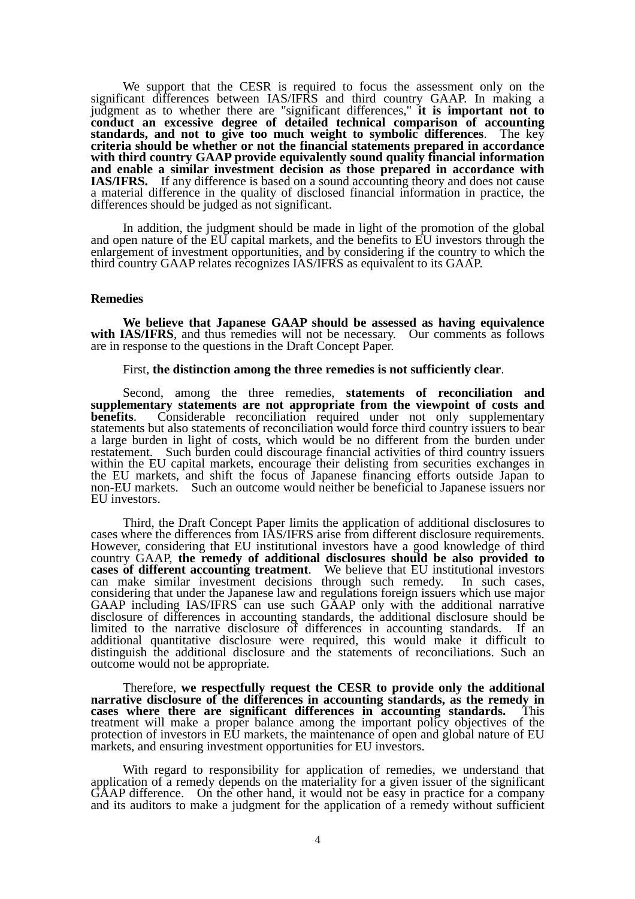We support that the CESR is required to focus the assessment only on the significant differences between IAS/IFRS and third country GAAP. In making a judgment as to whether there are "significant differences," **it is important not to conduct an excessive degree of detailed technical comparison of accounting standards, and not to give too much weight to symbolic differences**. The key **criteria should be whether or not the financial statements prepared in accordance with third country GAAP provide equivalently sound quality financial information and enable a similar investment decision as those prepared in accordance with IAS/IFRS.** If any difference is based on a sound accounting theory and does not cause a material difference in the quality of disclosed financial information in practice, the differences should be judged as not significant.

In addition, the judgment should be made in light of the promotion of the global and open nature of the EU capital markets, and the benefits to EU investors through the enlargement of investment opportunities, and by considering if the country to which the third country GAAP relates recognizes IAS/IFRS as equivalent to its GAAP.

**Remedies**

**We believe that Japanese GAAP should be assessed as having equivalence with IAS/IFRS**, and thus remedies will not be necessary. Our comments as follows are in response to the questions in the Draft Concept Paper.

First, **the distinction among the three remedies is not sufficiently clear**.

Second, among the three remedies, **statements of reconciliation and supplementary statements are not appropriate from the viewpoint of costs and benefits**. Considerable reconciliation required under not only supplementary statements but also statements of reconciliation would force third country issuers to bear a large burden in light of costs, which would be no different from the burden under restatement. Such burden could discourage financial activities of third country issuers within the EU capital markets, encourage their delisting from securities exchanges in the EU markets, and shift the focus of Japanese financing efforts outside Japan to non-EU markets. Such an outcome would neither be beneficial to Japanese issuers nor EU investors.

Third, the Draft Concept Paper limits the application of additional disclosures to cases where the differences from IAS/IFRS arise from different disclosure requirements. However, considering that EU institutional investors have a good knowledge of third country GAAP, **the remedy of additional disclosures should be also provided to cases of different accounting treatment**. We believe that EU institutional investors can make similar investment decisions through such remedy. In such cases, considering that under the Japanese law and regulations foreign issuers which use major GAAP including IAS/IFRS can use such GAAP only with the additional narrative disclosure of differences in accounting standards, the additional disclosure should be limited to the narrative disclosure of differences in accounting standards. If an additional quantitative disclosure were required, this would make it difficult to distinguish the additional disclosure and the statements of reconciliations. Such an outcome would not be appropriate.

Therefore, **we respectfully request the CESR to provide only the additional narrative disclosure of the differences in accounting standards, as the remedy in cases where there are significant differences in accounting standards.** This treatment will make a proper balance among the important policy objectives of the protection of investors in EU markets, the maintenance of open and global nature of EU markets, and ensuring investment opportunities for EU investors.

With regard to responsibility for application of remedies, we understand that application of a remedy depends on the materiality for a given issuer of the significant GAAP difference. On the other hand, it would not be easy in practice for a company and its auditors to make a judgment for the application of a remedy without sufficient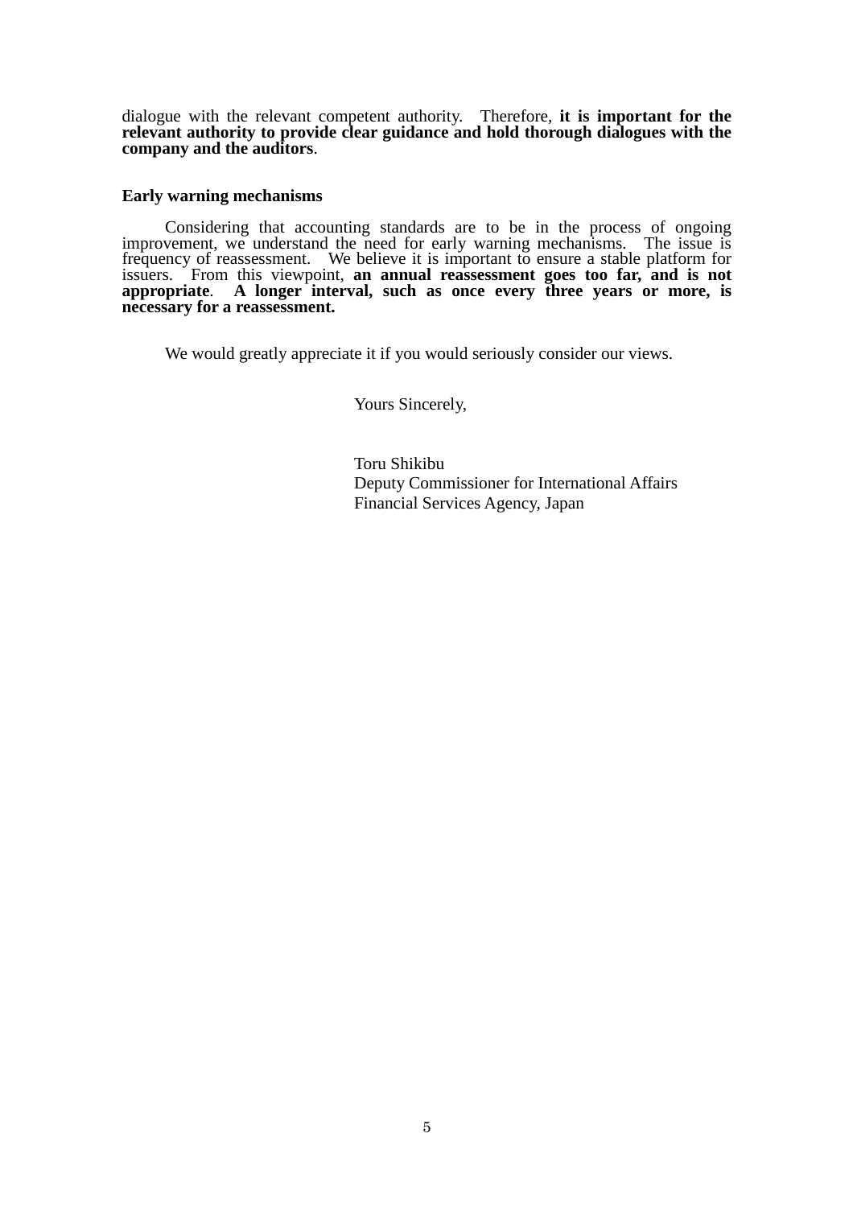dialogue with the relevant competent authority. Therefore, **it is important for the relevant authority to provide clear guidance and hold thorough dialogues with the company and the auditors**.

**Early warning mechanisms**

Considering that accounting standards are to be in the process of ongoing improvement, we understand the need for early warning mechanisms. The issue is frequency of reassessment. We believe it is important to ensure a stable platform for issuers. From this viewpoint, **an annual reassessment goes too far, and is not appropriate**. **A longer interval, such as once every three years or more, is necessary for a reassessment.**

We would greatly appreciate it if you would seriously consider our views.

Yours Sincerely,

Toru Shikibu
Deputy Commissioner for International Affairs
Financial Services Agency, Japan